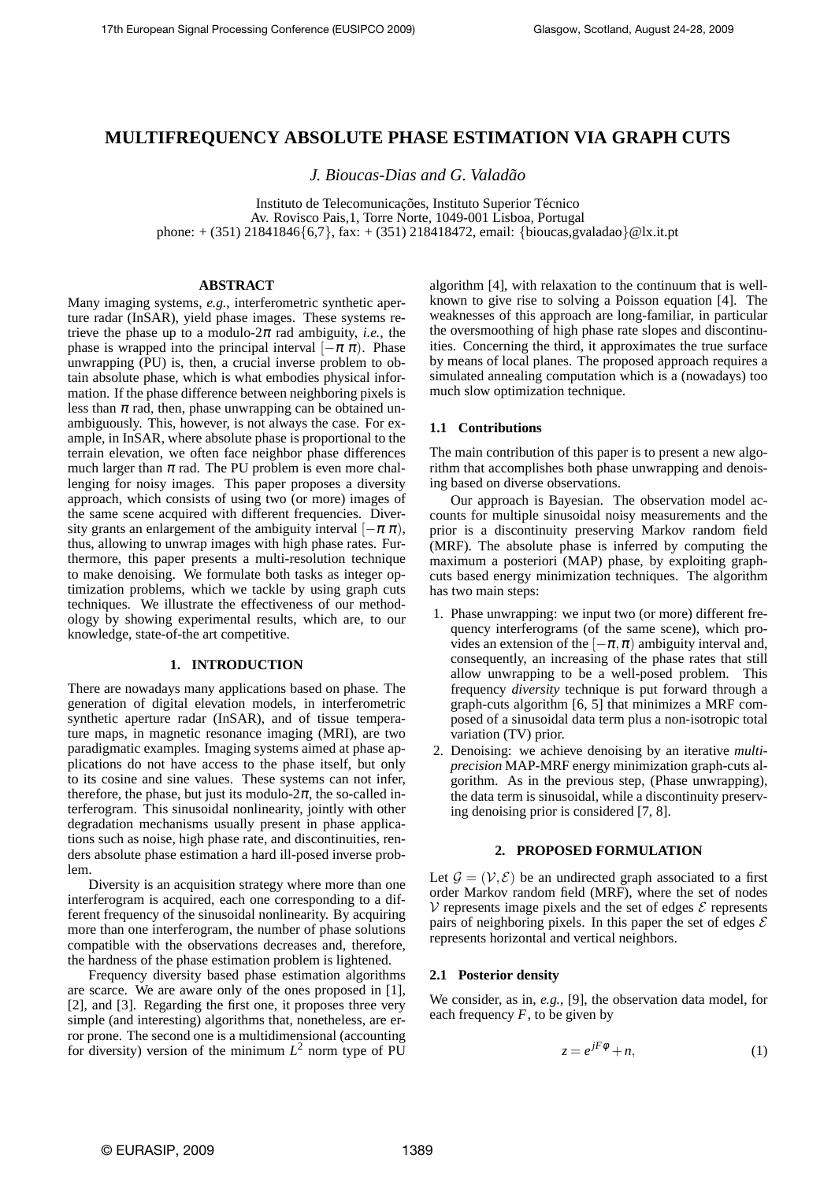# MULTIFREQUENCY ABSOLUTE PHASE ESTIMATION VIA GRAPH CUTS

*J. Bioucas-Dias and G. Valadão*

Instituto de Telecomunicações, Instituto Superior Técnico
Av. Rovisco Pais,1, Torre Norte, 1049-001 Lisboa, Portugal
phone: + (351) 21841846{6,7}, fax: + (351) 218418472, email: {bioucas,gvaladao}@lx.it.pt

## ABSTRACT

Many imaging systems, *e.g.*, interferometric synthetic aperture radar (InSAR), yield phase images. These systems retrieve the phase up to a modulo-$2\pi$ rad ambiguity, *i.e.*, the phase is wrapped into the principal interval $[-\pi\ \pi)$. Phase unwrapping (PU) is, then, a crucial inverse problem to obtain absolute phase, which is what embodies physical information. If the phase difference between neighboring pixels is less than $\pi$ rad, then, phase unwrapping can be obtained unambiguously. This, however, is not always the case. For example, in InSAR, where absolute phase is proportional to the terrain elevation, we often face neighbor phase differences much larger than $\pi$ rad. The PU problem is even more challenging for noisy images. This paper proposes a diversity approach, which consists of using two (or more) images of the same scene acquired with different frequencies. Diversity grants an enlargement of the ambiguity interval $[-\pi\ \pi)$, thus, allowing to unwrap images with high phase rates. Furthermore, this paper presents a multi-resolution technique to make denoising. We formulate both tasks as integer optimization problems, which we tackle by using graph cuts techniques. We illustrate the effectiveness of our methodology by showing experimental results, which are, to our knowledge, state-of-the art competitive.

## 1. INTRODUCTION

There are nowadays many applications based on phase. The generation of digital elevation models, in interferometric synthetic aperture radar (InSAR), and of tissue temperature maps, in magnetic resonance imaging (MRI), are two paradigmatic examples. Imaging systems aimed at phase applications do not have access to the phase itself, but only to its cosine and sine values. These systems can not infer, therefore, the phase, but just its modulo-$2\pi$, the so-called interferogram. This sinusoidal nonlinearity, jointly with other degradation mechanisms usually present in phase applications such as noise, high phase rate, and discontinuities, renders absolute phase estimation a hard ill-posed inverse problem.

Diversity is an acquisition strategy where more than one interferogram is acquired, each one corresponding to a different frequency of the sinusoidal nonlinearity. By acquiring more than one interferogram, the number of phase solutions compatible with the observations decreases and, therefore, the hardness of the phase estimation problem is lightened.

Frequency diversity based phase estimation algorithms are scarce. We are aware only of the ones proposed in [1], [2], and [3]. Regarding the first one, it proposes three very simple (and interesting) algorithms that, nonetheless, are error prone. The second one is a multidimensional (accounting for diversity) version of the minimum $L^2$ norm type of PU algorithm [4], with relaxation to the continuum that is well-known to give rise to solving a Poisson equation [4]. The weaknesses of this approach are long-familiar, in particular the oversmoothing of high phase rate slopes and discontinuities. Concerning the third, it approximates the true surface by means of local planes. The proposed approach requires a simulated annealing computation which is a (nowadays) too much slow optimization technique.

### 1.1 Contributions

The main contribution of this paper is to present a new algorithm that accomplishes both phase unwrapping and denoising based on diverse observations.

Our approach is Bayesian. The observation model accounts for multiple sinusoidal noisy measurements and the prior is a discontinuity preserving Markov random field (MRF). The absolute phase is inferred by computing the maximum a posteriori (MAP) phase, by exploiting graph-cuts based energy minimization techniques. The algorithm has two main steps:

1. Phase unwrapping: we input two (or more) different frequency interferograms (of the same scene), which provides an extension of the $[-\pi,\pi)$ ambiguity interval and, consequently, an increasing of the phase rates that still allow unwrapping to be a well-posed problem. This frequency *diversity* technique is put forward through a graph-cuts algorithm [6, 5] that minimizes a MRF composed of a sinusoidal data term plus a non-isotropic total variation (TV) prior.
2. Denoising: we achieve denoising by an iterative *multi-precision* MAP-MRF energy minimization graph-cuts algorithm. As in the previous step, (Phase unwrapping), the data term is sinusoidal, while a discontinuity preserving denoising prior is considered [7, 8].

## 2. PROPOSED FORMULATION

Let $\mathcal{G} = (\mathcal{V},\mathcal{E})$ be an undirected graph associated to a first order Markov random field (MRF), where the set of nodes $\mathcal{V}$ represents image pixels and the set of edges $\mathcal{E}$ represents pairs of neighboring pixels. In this paper the set of edges $\mathcal{E}$ represents horizontal and vertical neighbors.

### 2.1 Posterior density

We consider, as in, *e.g.*, [9], the observation data model, for each frequency $F$, to be given by

$$z = e^{jF\phi} + n, \tag{1}$$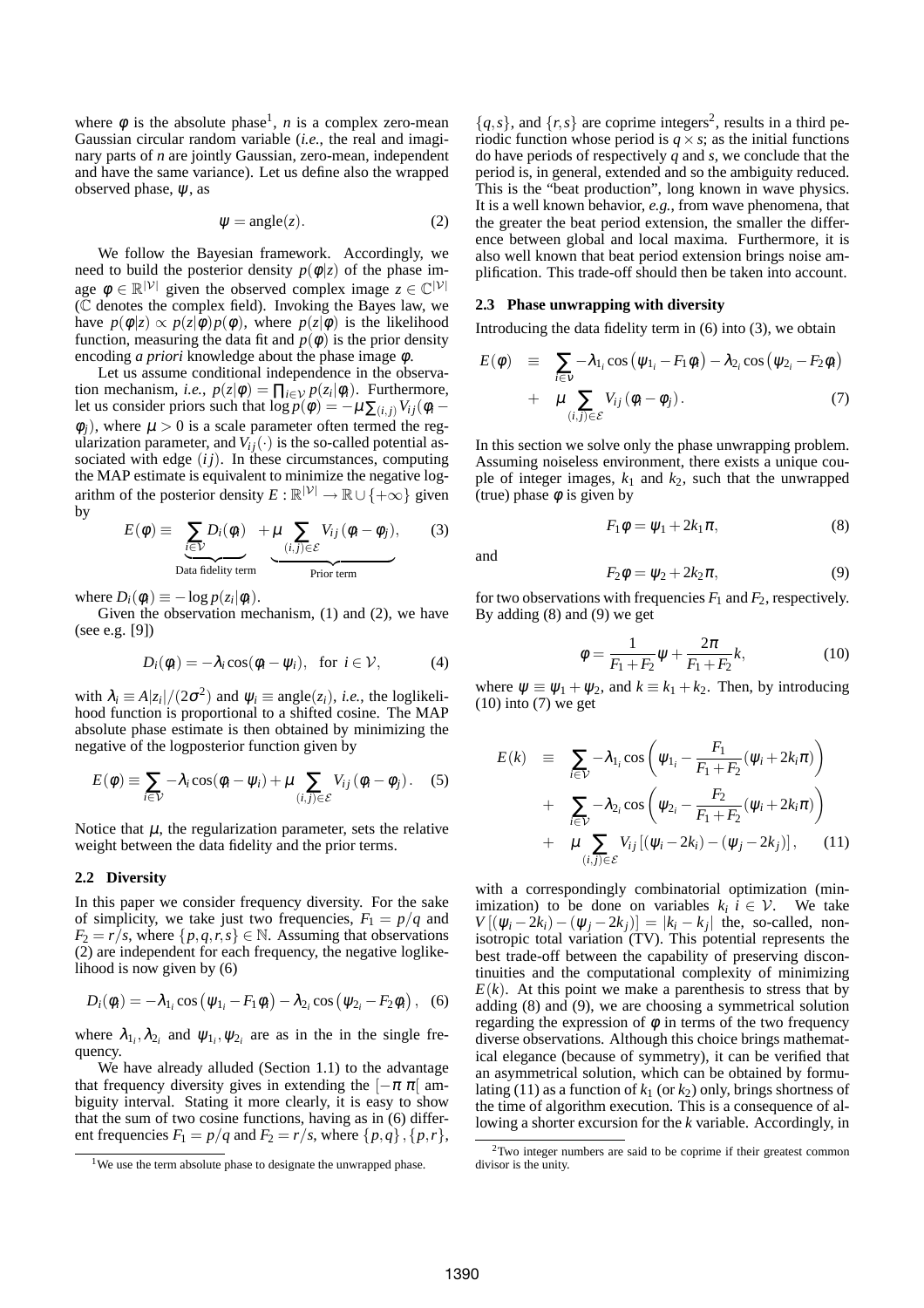where $\phi$ is the absolute phase[1], $n$ is a complex zero-mean Gaussian circular random variable (*i.e.*, the real and imaginary parts of $n$ are jointly Gaussian, zero-mean, independent and have the same variance). Let us define also the wrapped observed phase, $\psi$, as

$$\psi = \text{angle}(z). \tag{2}$$

We follow the Bayesian framework. Accordingly, we need to build the posterior density $p(\phi|z)$ of the phase image $\phi \in \mathbb{R}^{|\mathcal{V}|}$ given the observed complex image $z \in \mathbb{C}^{|\mathcal{V}|}$ ($\mathbb{C}$ denotes the complex field). Invoking the Bayes law, we have $p(\phi|z) \propto p(z|\phi)p(\phi)$, where $p(z|\phi)$ is the likelihood function, measuring the data fit and $p(\phi)$ is the prior density encoding *a priori* knowledge about the phase image $\phi$.

Let us assume conditional independence in the observation mechanism, *i.e.*, $p(z|\phi) = \prod_{i\in\mathcal{V}} p(z_i|\phi_i)$. Furthermore, let us consider priors such that $\log p(\phi) = -\mu \sum_{(i,j)} V_{ij}(\phi_i - \phi_j)$, where $\mu > 0$ is a scale parameter often termed the regularization parameter, and $V_{ij}(\cdot)$ is the so-called potential associated with edge $(ij)$. In these circumstances, computing the MAP estimate is equivalent to minimize the negative logarithm of the posterior density $E : \mathbb{R}^{|\mathcal{V}|} \to \mathbb{R} \cup \{+\infty\}$ given by

$$E(\phi) \equiv \underbrace{\sum_{i\in\mathcal{V}} D_i(\phi_i)}_{\text{Data fidelity term}} \underbrace{+\mu \sum_{(i,j)\in\mathcal{E}} V_{ij}(\phi_i - \phi_j)}_{\text{Prior term}}, \tag{3}$$

where $D_i(\phi_i) \equiv -\log p(z_i|\phi_i)$.

Given the observation mechanism, (1) and (2), we have (see e.g. [9])

$$D_i(\phi_i) = -\lambda_i \cos(\phi_i - \psi_i), \quad \text{for } i \in \mathcal{V}, \tag{4}$$

with $\lambda_i \equiv A|z_i|/(2\sigma^2)$ and $\psi_i \equiv \text{angle}(z_i)$, *i.e.*, the loglikelihood function is proportional to a shifted cosine. The MAP absolute phase estimate is then obtained by minimizing the negative of the logposterior function given by

$$E(\phi) \equiv \sum_{i\in\mathcal{V}} -\lambda_i \cos(\phi_i - \psi_i) + \mu \sum_{(i,j)\in\mathcal{E}} V_{ij}(\phi_i - \phi_j). \tag{5}$$

Notice that $\mu$, the regularization parameter, sets the relative weight between the data fidelity and the prior terms.

### 2.2 Diversity

In this paper we consider frequency diversity. For the sake of simplicity, we take just two frequencies, $F_1 = p/q$ and $F_2 = r/s$, where $\{p,q,r,s\} \in \mathbb{N}$. Assuming that observations (2) are independent for each frequency, the negative loglikelihood is now given by (6)

$$D_i(\phi_i) = -\lambda_{1_i} \cos\left(\psi_{1_i} - F_1\phi_i\right) - \lambda_{2_i} \cos\left(\psi_{2_i} - F_2\phi_i\right), \tag{6}$$

where $\lambda_{1_i}, \lambda_{2_i}$ and $\psi_{1_i}, \psi_{2_i}$ are as in the in the single frequency.

We have already alluded (Section 1.1) to the advantage that frequency diversity gives in extending the $[-\pi\ \pi[$ ambiguity interval. Stating it more clearly, it is easy to show that the sum of two cosine functions, having as in (6) different frequencies $F_1 = p/q$ and $F_2 = r/s$, where $\{p,q\}, \{p,r\}, \{q,s\}$, and $\{r,s\}$ are coprime integers[2], results in a third periodic function whose period is $q \times s$; as the initial functions do have periods of respectively $q$ and $s$, we conclude that the period is, in general, extended and so the ambiguity reduced. This is the "beat production", long known in wave physics. It is a well known behavior, *e.g.*, from wave phenomena, that the greater the beat period extension, the smaller the difference between global and local maxima. Furthermore, it is also well known that beat period extension brings noise amplification. This trade-off should then be taken into account.

### 2.3 Phase unwrapping with diversity

Introducing the data fidelity term in (6) into (3), we obtain

$$\begin{aligned} E(\phi) \quad &\equiv \quad \sum_{i\in\mathcal{V}} -\lambda_{1_i} \cos\left(\psi_{1_i} - F_1\phi_i\right) - \lambda_{2_i} \cos\left(\psi_{2_i} - F_2\phi_i\right) \\ &+ \quad \mu \sum_{(i,j)\in\mathcal{E}} V_{ij}(\phi_i - \phi_j). \end{aligned} \tag{7}$$

In this section we solve only the phase unwrapping problem. Assuming noiseless environment, there exists a unique couple of integer images, $k_1$ and $k_2$, such that the unwrapped (true) phase $\phi$ is given by

$$F_1\phi = \psi_1 + 2k_1\pi, \tag{8}$$

and

$$F_2\phi = \psi_2 + 2k_2\pi, \tag{9}$$

for two observations with frequencies $F_1$ and $F_2$, respectively. By adding (8) and (9) we get

$$\phi = \frac{1}{F_1 + F_2}\psi + \frac{2\pi}{F_1 + F_2}k, \tag{10}$$

where $\psi \equiv \psi_1 + \psi_2$, and $k \equiv k_1 + k_2$. Then, by introducing (10) into (7) we get

$$\begin{aligned} E(k) \quad &\equiv \quad \sum_{i\in\mathcal{V}} -\lambda_{1_i} \cos\left(\psi_{1_i} - \frac{F_1}{F_1+F_2}(\psi_i + 2k_i\pi)\right) \\ &+ \quad \sum_{i\in\mathcal{V}} -\lambda_{2_i} \cos\left(\psi_{2_i} - \frac{F_2}{F_1+F_2}(\psi_i + 2k_i\pi)\right) \\ &+ \quad \mu \sum_{(i,j)\in\mathcal{E}} V_{ij}\left[(\psi_i - 2k_i) - (\psi_j - 2k_j)\right], \end{aligned} \tag{11}$$

with a correspondingly combinatorial optimization (minimization) to be done on variables $k_i\ i \in \mathcal{V}$. We take $V\left[(\psi_i - 2k_i) - (\psi_j - 2k_j)\right] = |k_i - k_j|$ the, so-called, non-isotropic total variation (TV). This potential represents the best trade-off between the capability of preserving discontinuities and the computational complexity of minimizing $E(k)$. At this point we make a parenthesis to stress that by adding (8) and (9), we are choosing a symmetrical solution regarding the expression of $\phi$ in terms of the two frequency diverse observations. Although this choice brings mathematical elegance (because of symmetry), it can be verified that an asymmetrical solution, which can be obtained by formulating (11) as a function of $k_1$ (or $k_2$) only, brings shortness of the time of algorithm execution. This is a consequence of allowing a shorter excursion for the $k$ variable. Accordingly, in

[1] We use the term absolute phase to designate the unwrapped phase.

[2] Two integer numbers are said to be coprime if their greatest common divisor is the unity.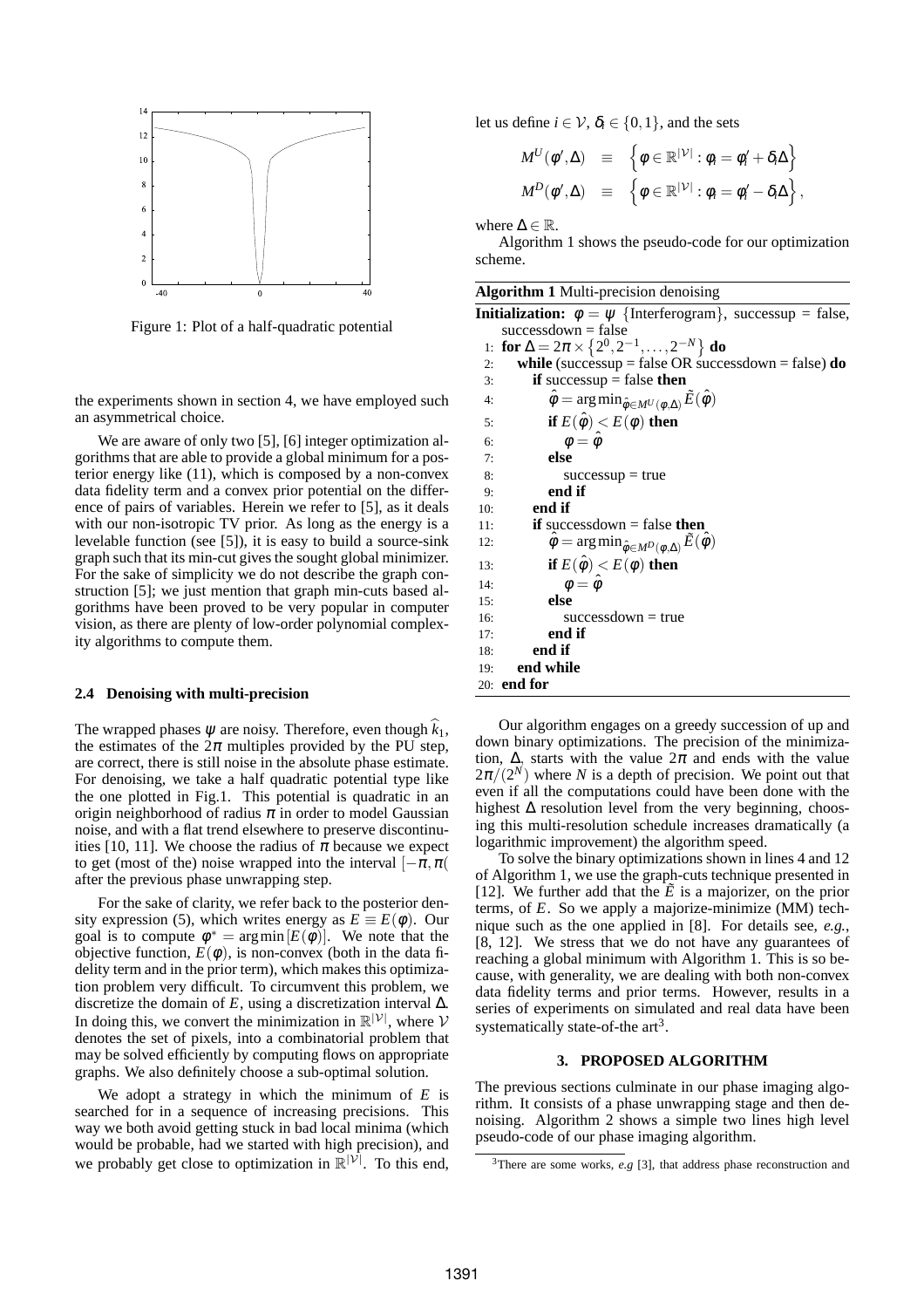Figure 1: Plot of a half-quadratic potential

the experiments shown in section 4, we have employed such an asymmetrical choice.

We are aware of only two [5], [6] integer optimization algorithms that are able to provide a global minimum for a posterior energy like (11), which is composed by a non-convex data fidelity term and a convex prior potential on the difference of pairs of variables. Herein we refer to [5], as it deals with our non-isotropic TV prior. As long as the energy is a levelable function (see [5]), it is easy to build a source-sink graph such that its min-cut gives the sought global minimizer. For the sake of simplicity we do not describe the graph construction [5]; we just mention that graph min-cuts based algorithms have been proved to be very popular in computer vision, as there are plenty of low-order polynomial complexity algorithms to compute them.

### 2.4 Denoising with multi-precision

The wrapped phases $\psi$ are noisy. Therefore, even though $\widehat{k}_1$, the estimates of the $2\pi$ multiples provided by the PU step, are correct, there is still noise in the absolute phase estimate. For denoising, we take a half quadratic potential type like the one plotted in Fig.1. This potential is quadratic in an origin neighborhood of radius $\pi$ in order to model Gaussian noise, and with a flat trend elsewhere to preserve discontinuities [10, 11]. We choose the radius of $\pi$ because we expect to get (most of the) noise wrapped into the interval $[-\pi, \pi($ after the previous phase unwrapping step.

For the sake of clarity, we refer back to the posterior density expression (5), which writes energy as $E \equiv E(\phi)$. Our goal is to compute $\phi^* = \arg\min[E(\phi)]$. We note that the objective function, $E(\phi)$, is non-convex (both in the data fidelity term and in the prior term), which makes this optimization problem very difficult. To circumvent this problem, we discretize the domain of $E$, using a discretization interval $\Delta$. In doing this, we convert the minimization in $\mathbb{R}^{|\mathcal{V}|}$, where $\mathcal{V}$ denotes the set of pixels, into a combinatorial problem that may be solved efficiently by computing flows on appropriate graphs. We also definitely choose a sub-optimal solution.

We adopt a strategy in which the minimum of $E$ is searched for in a sequence of increasing precisions. This way we both avoid getting stuck in bad local minima (which would be probable, had we started with high precision), and we probably get close to optimization in $\mathbb{R}^{|\mathcal{V}|}$. To this end, let us define $i \in \mathcal{V}$, $\delta_i \in \{0, 1\}$, and the sets

$$
\begin{aligned}
M^U(\phi', \Delta) &\equiv \left\{ \phi \in \mathbb{R}^{|\mathcal{V}|} : \phi_i = \phi_i' + \delta_i \Delta \right\} \\
M^D(\phi', \Delta) &\equiv \left\{ \phi \in \mathbb{R}^{|\mathcal{V}|} : \phi_i = \phi_i' - \delta_i \Delta \right\},
\end{aligned}
$$

where $\Delta \in \mathbb{R}$.

Algorithm 1 shows the pseudo-code for our optimization scheme.

**Algorithm 1** Multi-precision denoising

**Initialization:** $\phi = \psi$ {Interferogram}, successup = false, successdown = false
1: **for** $\Delta = 2\pi \times \{2^0, 2^{-1}, \ldots, 2^{-N}\}$ **do**
2: **while** (successup = false OR successdown = false) **do**
3: **if** successup = false **then**
4: $\hat{\phi} = \arg\min_{\hat{\phi} \in M^U(\phi, \Delta)} \tilde{E}(\hat{\phi})$
5: **if** $E(\hat{\phi}) < E(\phi)$ **then**
6: $\phi = \hat{\phi}$
7: **else**
8: successup = true
9: **end if**
10: **end if**
11: **if** successdown = false **then**
12: $\hat{\phi} = \arg\min_{\hat{\phi} \in M^D(\phi, \Delta)} \tilde{E}(\hat{\phi})$
13: **if** $E(\hat{\phi}) < E(\phi)$ **then**
14: $\phi = \hat{\phi}$
15: **else**
16: successdown = true
17: **end if**
18: **end if**
19: **end while**
20: **end for**

Our algorithm engages on a greedy succession of up and down binary optimizations. The precision of the minimization, $\Delta$, starts with the value $2\pi$ and ends with the value $2\pi/(2^N)$ where $N$ is a depth of precision. We point out that even if all the computations could have been done with the highest $\Delta$ resolution level from the very beginning, choosing this multi-resolution schedule increases dramatically (a logarithmic improvement) the algorithm speed.

To solve the binary optimizations shown in lines 4 and 12 of Algorithm 1, we use the graph-cuts technique presented in [12]. We further add that the $\tilde{E}$ is a majorizer, on the prior terms, of $E$. So we apply a majorize-minimize (MM) technique such as the one applied in [8]. For details see, *e.g.*, [8, 12]. We stress that we do not have any guarantees of reaching a global minimum with Algorithm 1. This is so because, with generality, we are dealing with both non-convex data fidelity terms and prior terms. However, results in a series of experiments on simulated and real data have been systematically state-of-the art[3].

## 3. PROPOSED ALGORITHM

The previous sections culminate in our phase imaging algorithm. It consists of a phase unwrapping stage and then denoising. Algorithm 2 shows a simple two lines high level pseudo-code of our phase imaging algorithm.

[3]There are some works, *e.g* [3], that address phase reconstruction and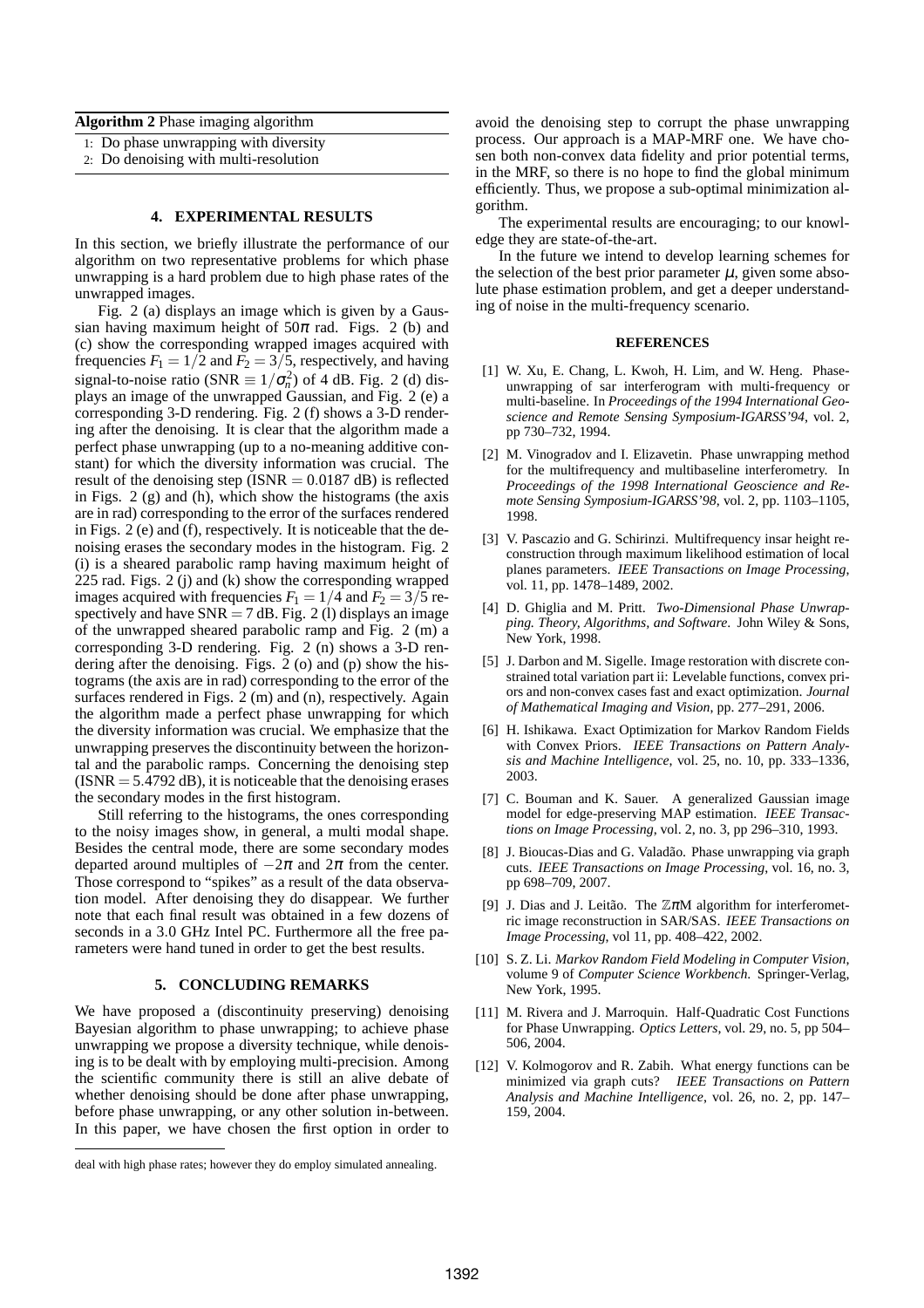**Algorithm 2** Phase imaging algorithm

1: Do phase unwrapping with diversity
2: Do denoising with multi-resolution

## 4. EXPERIMENTAL RESULTS

In this section, we briefly illustrate the performance of our algorithm on two representative problems for which phase unwrapping is a hard problem due to high phase rates of the unwrapped images.

Fig. 2 (a) displays an image which is given by a Gaussian having maximum height of $50\pi$ rad. Figs. 2 (b) and (c) show the corresponding wrapped images acquired with frequencies $F_1 = 1/2$ and $F_2 = 3/5$, respectively, and having signal-to-noise ratio (SNR $\equiv 1/\sigma_n^2$) of 4 dB. Fig. 2 (d) displays an image of the unwrapped Gaussian, and Fig. 2 (e) a corresponding 3-D rendering. Fig. 2 (f) shows a 3-D rendering after the denoising. It is clear that the algorithm made a perfect phase unwrapping (up to a no-meaning additive constant) for which the diversity information was crucial. The result of the denoising step (ISNR $= 0.0187$ dB) is reflected in Figs. 2 (g) and (h), which show the histograms (the axis are in rad) corresponding to the error of the surfaces rendered in Figs. 2 (e) and (f), respectively. It is noticeable that the denoising erases the secondary modes in the histogram. Fig. 2 (i) is a sheared parabolic ramp having maximum height of 225 rad. Figs. 2 (j) and (k) show the corresponding wrapped images acquired with frequencies $F_1 = 1/4$ and $F_2 = 3/5$ respectively and have SNR $= 7$ dB. Fig. 2 (l) displays an image of the unwrapped sheared parabolic ramp and Fig. 2 (m) a corresponding 3-D rendering. Fig. 2 (n) shows a 3-D rendering after the denoising. Figs. 2 (o) and (p) show the histograms (the axis are in rad) corresponding to the error of the surfaces rendered in Figs. 2 (m) and (n), respectively. Again the algorithm made a perfect phase unwrapping for which the diversity information was crucial. We emphasize that the unwrapping preserves the discontinuity between the horizontal and the parabolic ramps. Concerning the denoising step (ISNR $= 5.4792$ dB), it is noticeable that the denoising erases the secondary modes in the first histogram.

Still referring to the histograms, the ones corresponding to the noisy images show, in general, a multi modal shape. Besides the central mode, there are some secondary modes departed around multiples of $-2\pi$ and $2\pi$ from the center. Those correspond to "spikes" as a result of the data observation model. After denoising they do disappear. We further note that each final result was obtained in a few dozens of seconds in a 3.0 GHz Intel PC. Furthermore all the free parameters were hand tuned in order to get the best results.

## 5. CONCLUDING REMARKS

We have proposed a (discontinuity preserving) denoising Bayesian algorithm to phase unwrapping; to achieve phase unwrapping we propose a diversity technique, while denoising is to be dealt with by employing multi-precision. Among the scientific community there is still an alive debate of whether denoising should be done after phase unwrapping, before phase unwrapping, or any other solution in-between. In this paper, we have chosen the first option in order to avoid the denoising step to corrupt the phase unwrapping process. Our approach is a MAP-MRF one. We have chosen both non-convex data fidelity and prior potential terms, in the MRF, so there is no hope to find the global minimum efficiently. Thus, we propose a sub-optimal minimization algorithm.

The experimental results are encouraging; to our knowledge they are state-of-the-art.

In the future we intend to develop learning schemes for the selection of the best prior parameter $\mu$, given some absolute phase estimation problem, and get a deeper understanding of noise in the multi-frequency scenario.

deal with high phase rates; however they do employ simulated annealing.

## REFERENCES

[1] W. Xu, E. Chang, L. Kwoh, H. Lim, and W. Heng. Phase-unwrapping of sar interferogram with multi-frequency or multi-baseline. In *Proceedings of the 1994 International Geoscience and Remote Sensing Symposium-IGARSS'94*, vol. 2, pp 730–732, 1994.

[2] M. Vinogradov and I. Elizavetin. Phase unwrapping method for the multifrequency and multibaseline interferometry. In *Proceedings of the 1998 International Geoscience and Remote Sensing Symposium-IGARSS'98*, vol. 2, pp. 1103–1105, 1998.

[3] V. Pascazio and G. Schirinzi. Multifrequency insar height reconstruction through maximum likelihood estimation of local planes parameters. *IEEE Transactions on Image Processing*, vol. 11, pp. 1478–1489, 2002.

[4] D. Ghiglia and M. Pritt. *Two-Dimensional Phase Unwrapping. Theory, Algorithms, and Software*. John Wiley & Sons, New York, 1998.

[5] J. Darbon and M. Sigelle. Image restoration with discrete constrained total variation part ii: Levelable functions, convex priors and non-convex cases fast and exact optimization. *Journal of Mathematical Imaging and Vision*, pp. 277–291, 2006.

[6] H. Ishikawa. Exact Optimization for Markov Random Fields with Convex Priors. *IEEE Transactions on Pattern Analysis and Machine Intelligence*, vol. 25, no. 10, pp. 333–1336, 2003.

[7] C. Bouman and K. Sauer. A generalized Gaussian image model for edge-preserving MAP estimation. *IEEE Transactions on Image Processing*, vol. 2, no. 3, pp 296–310, 1993.

[8] J. Bioucas-Dias and G. Valadão. Phase unwrapping via graph cuts. *IEEE Transactions on Image Processing*, vol. 16, no. 3, pp 698–709, 2007.

[9] J. Dias and J. Leitão. The $\mathbb{Z}\pi$M algorithm for interferometric image reconstruction in SAR/SAS. *IEEE Transactions on Image Processing*, vol 11, pp. 408–422, 2002.

[10] S. Z. Li. *Markov Random Field Modeling in Computer Vision*, volume 9 of *Computer Science Workbench*. Springer-Verlag, New York, 1995.

[11] M. Rivera and J. Marroquin. Half-Quadratic Cost Functions for Phase Unwrapping. *Optics Letters*, vol. 29, no. 5, pp 504–506, 2004.

[12] V. Kolmogorov and R. Zabih. What energy functions can be minimized via graph cuts? *IEEE Transactions on Pattern Analysis and Machine Intelligence*, vol. 26, no. 2, pp. 147–159, 2004.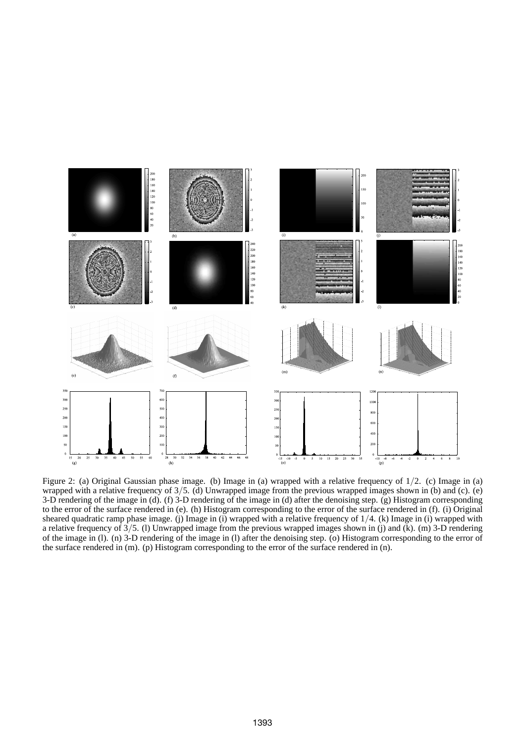Figure 2: (a) Original Gaussian phase image. (b) Image in (a) wrapped with a relative frequency of $1/2$. (c) Image in (a) wrapped with a relative frequency of $3/5$. (d) Unwrapped image from the previous wrapped images shown in (b) and (c). (e) 3-D rendering of the image in (d). (f) 3-D rendering of the image in (d) after the denoising step. (g) Histogram corresponding to the error of the surface rendered in (e). (h) Histogram corresponding to the error of the surface rendered in (f). (i) Original sheared quadratic ramp phase image. (j) Image in (i) wrapped with a relative frequency of $1/4$. (k) Image in (i) wrapped with a relative frequency of $3/5$. (l) Unwrapped image from the previous wrapped images shown in (j) and (k). (m) 3-D rendering of the image in (l). (n) 3-D rendering of the image in (l) after the denoising step. (o) Histogram corresponding to the error of the surface rendered in (m). (p) Histogram corresponding to the error of the surface rendered in (n).